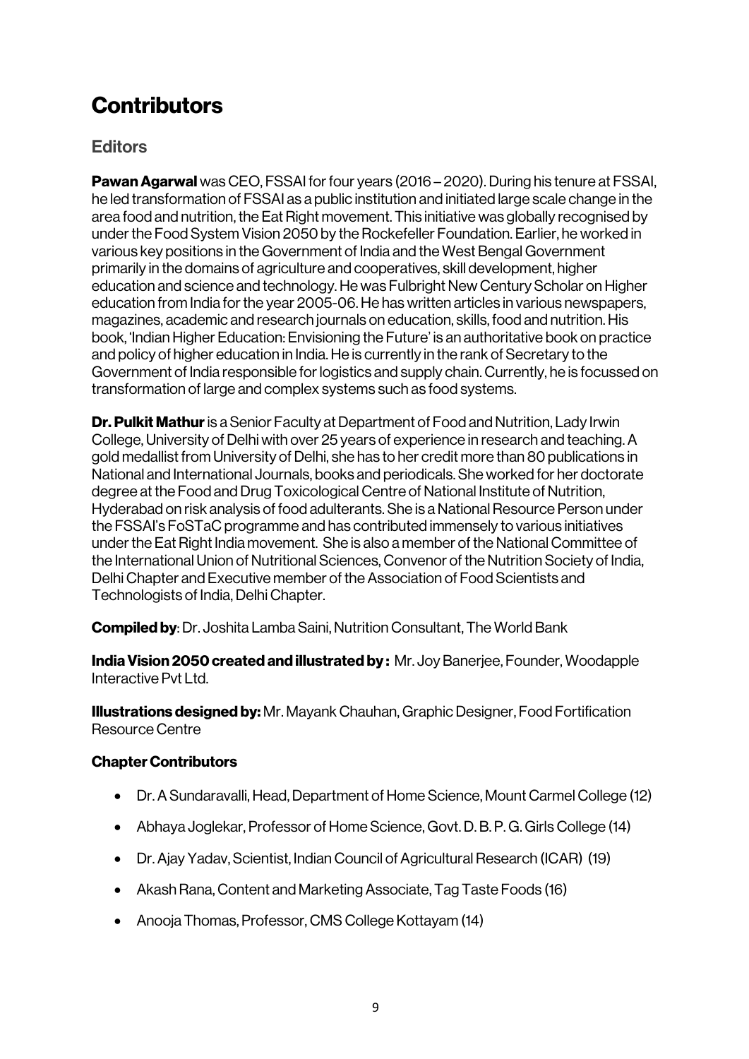# Contributors

## Editors

**Pawan Agarwal** was CEO, FSSAI for four years (2016 – 2020). During his tenure at FSSAI, he led transformation of FSSAI as a public institution and initiated large scale change in the area food and nutrition, the Eat Right movement. This initiative was globally recognised by under the Food System Vision 2050 by the Rockefeller Foundation. Earlier, he worked in various key positions in the Government of India and the West Bengal Government primarily in the domains of agriculture and cooperatives, skill development, higher education and science and technology. He was Fulbright New Century Scholar on Higher education from India for the year 2005-06. He has written articles in various newspapers, magazines, academic and research journals on education, skills, food and nutrition. His book, 'Indian Higher Education: Envisioning the Future' is an authoritative book on practice and policy of higher education in India. He is currently in the rank of Secretary to the Government of India responsible for logistics and supply chain. Currently, he is focussed on transformation of large and complex systems such as food systems.

**Dr. Pulkit Mathur** is a Senior Faculty at Department of Food and Nutrition, Lady Irwin College, University of Delhi with over 25 years of experience in research and teaching. A gold medallist from University of Delhi, she has to her credit more than 80 publications in National and International Journals, books and periodicals. She worked for her doctorate degree at the Food and Drug Toxicological Centre of National Institute of Nutrition, Hyderabad on risk analysis of food adulterants. She is a National Resource Person under the FSSAI's FoSTaC programme and has contributed immensely to various initiatives under the Eat Right India movement. She is also a member of the National Committee of the International Union of Nutritional Sciences, Convenor of the Nutrition Society of India, Delhi Chapter and Executive member of the Association of Food Scientists and Technologists of India, Delhi Chapter.

**Compiled by**: Dr. Joshita Lamba Saini, Nutrition Consultant, The World Bank

**India Vision 2050 created and illustrated by :** Mr. Joy Banerjee, Founder, Woodapple Interactive Pvt Ltd.

**Illustrations designed by:** Mr. Mayank Chauhan, Graphic Designer, Food Fortification Resource Centre

**Chapter Contributors**

- Dr. A Sundaravalli, Head, Department of Home Science, Mount Carmel College (12)
- Abhaya Joglekar, Professor of Home Science, Govt. D. B. P. G. Girls College (14)
- Dr. Ajay Yadav, Scientist, Indian Council of Agricultural Research (ICAR) (19)
- Akash Rana, Content and Marketing Associate, Tag Taste Foods (16)
- Anooja Thomas, Professor, CMS College Kottayam (14)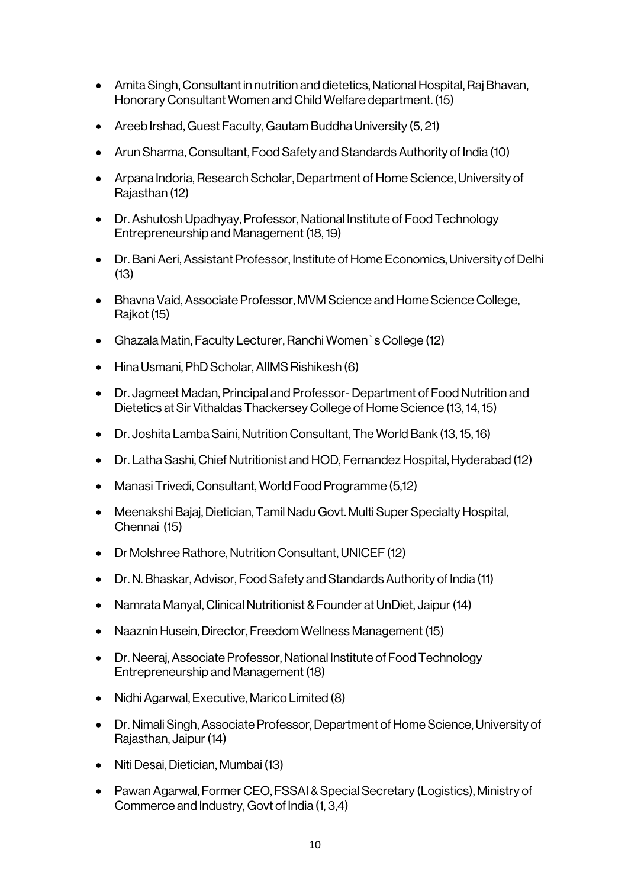- Amita Singh, Consultant in nutrition and dietetics, National Hospital, Raj Bhavan, Honorary Consultant Women and Child Welfare department. (15)
- Areeb Irshad, Guest Faculty, Gautam Buddha University (5, 21)
- Arun Sharma, Consultant, Food Safety and Standards Authority of India (10)
- Arpana Indoria, Research Scholar, Department of Home Science, University of Rajasthan (12)
- Dr. Ashutosh Upadhyay, Professor, National Institute of Food Technology Entrepreneurship and Management (18, 19)
- Dr. Bani Aeri, Assistant Professor, Institute of Home Economics, University of Delhi (13)
- Bhavna Vaid, Associate Professor, MVM Science and Home Science College, Rajkot (15)
- Ghazala Matin, Faculty Lecturer, Ranchi Women`s College (12)
- Hina Usmani, PhD Scholar, AIIMS Rishikesh (6)
- Dr. Jagmeet Madan, Principal and Professor- Department of Food Nutrition and Dietetics at Sir Vithaldas Thackersey College of Home Science (13, 14, 15)
- Dr. Joshita Lamba Saini, Nutrition Consultant, The World Bank (13, 15, 16)
- Dr. Latha Sashi, Chief Nutritionist and HOD, Fernandez Hospital, Hyderabad (12)
- Manasi Trivedi, Consultant, World Food Programme (5,12)
- Meenakshi Bajaj, Dietician, Tamil Nadu Govt. Multi Super Specialty Hospital, Chennai (15)
- Dr Molshree Rathore, Nutrition Consultant, UNICEF (12)
- Dr. N. Bhaskar, Advisor, Food Safety and Standards Authority of India (11)
- Namrata Manyal, Clinical Nutritionist & Founder at UnDiet, Jaipur (14)
- Naaznin Husein, Director, Freedom Wellness Management (15)
- Dr. Neeraj, Associate Professor, National Institute of Food Technology Entrepreneurship and Management (18)
- Nidhi Agarwal, Executive, Marico Limited (8)
- Dr. Nimali Singh, Associate Professor, Department of Home Science, University of Rajasthan, Jaipur (14)
- Niti Desai, Dietician, Mumbai (13)
- Pawan Agarwal, Former CEO, FSSAI & Special Secretary (Logistics), Ministry of Commerce and Industry, Govt of India (1, 3,4)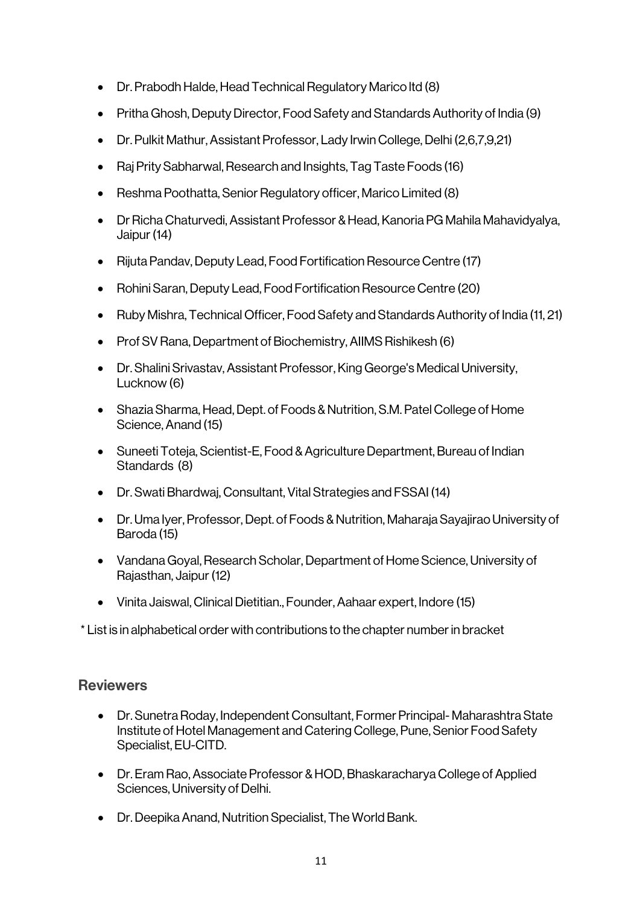- Dr. Prabodh Halde, Head Technical Regulatory Marico ltd (8)
- Pritha Ghosh, Deputy Director, Food Safety and Standards Authority of India (9)
- Dr. Pulkit Mathur, Assistant Professor, Lady Irwin College, Delhi (2,6,7,9,21)
- Raj Prity Sabharwal, Research and Insights, Tag Taste Foods (16)
- Reshma Poothatta, Senior Regulatory officer, Marico Limited (8)
- Dr Richa Chaturvedi, Assistant Professor & Head, Kanoria PG Mahila Mahavidyalya, Jaipur (14)
- Rijuta Pandav, Deputy Lead, Food Fortification Resource Centre (17)
- Rohini Saran, Deputy Lead, Food Fortification Resource Centre (20)
- Ruby Mishra, Technical Officer, Food Safety and Standards Authority of India (11, 21)
- Prof SV Rana, Department of Biochemistry, AIIMS Rishikesh (6)
- Dr. Shalini Srivastav, Assistant Professor, King George's Medical University, Lucknow (6)
- Shazia Sharma, Head, Dept. of Foods & Nutrition, S.M. Patel College of Home Science, Anand (15)
- Suneeti Toteja, Scientist-E, Food & Agriculture Department, Bureau of Indian Standards (8)
- Dr. Swati Bhardwaj, Consultant, Vital Strategies and FSSAI (14)
- Dr. Uma Iyer, Professor, Dept. of Foods & Nutrition, Maharaja Sayajirao University of Baroda (15)
- Vandana Goyal, Research Scholar, Department of Home Science, University of Rajasthan, Jaipur (12)
- Vinita Jaiswal, Clinical Dietitian., Founder, Aahaar expert, Indore (15)

\* List is in alphabetical order with contributions to the chapter number in bracket

## Reviewers

- Dr. Sunetra Roday, Independent Consultant, Former Principal- Maharashtra State Institute of Hotel Management and Catering College, Pune, Senior Food Safety Specialist, EU-CITD.
- Dr. Eram Rao, Associate Professor & HOD, Bhaskaracharya College of Applied Sciences, University of Delhi.
- Dr. Deepika Anand, Nutrition Specialist, The World Bank.